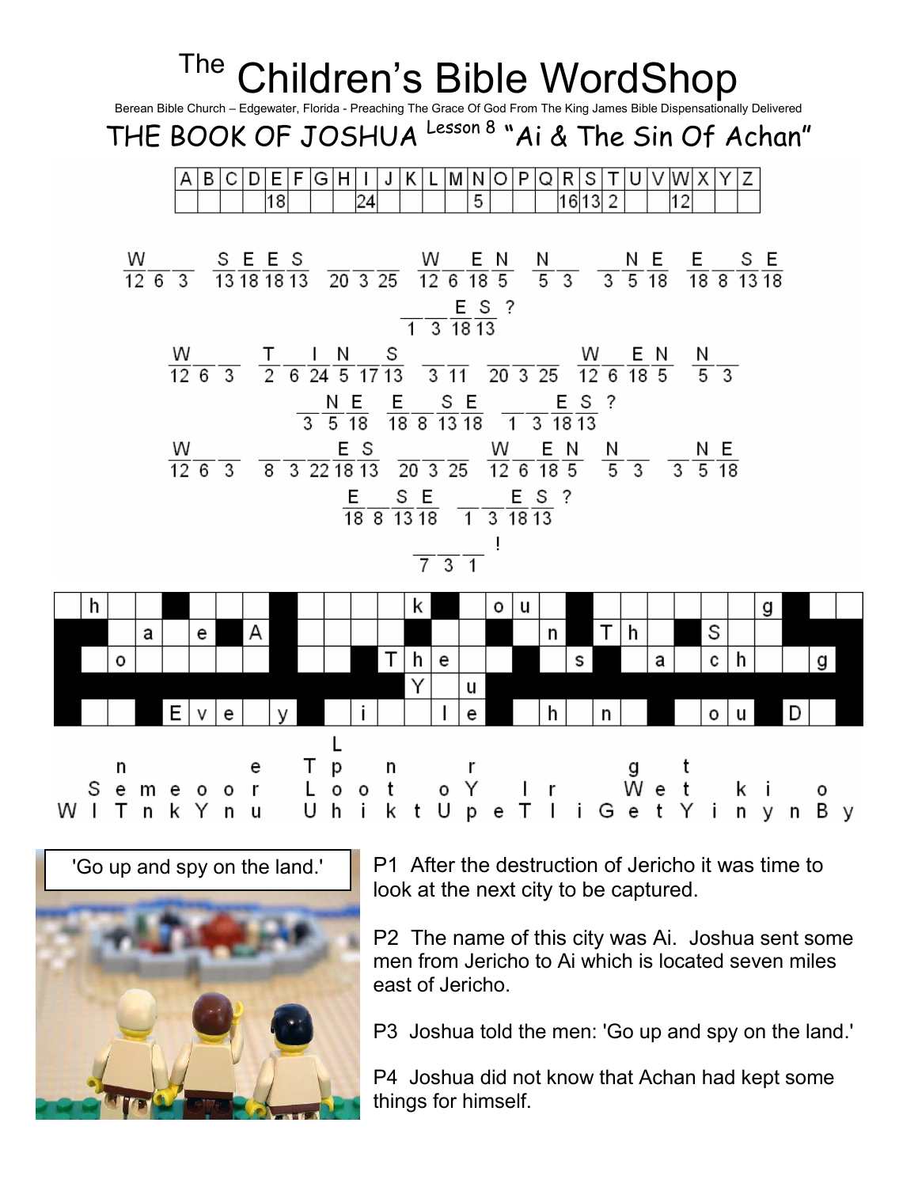# The Children's Bible WordShop

Berean Bible Church – Edgewater, Florida - Preaching The Grace Of God From The King James Bible Dispensationally Delivered

## THE BOOK OF JOSHUA Lesson 8 "Ai & The Sin Of Achan"

| A | B | C | D | E | F | G | H | I | J | K | L | M | N | O | P | Q | R | S | T | U | V | W | X | Y | Z |
|---|---|---|---|---|---|---|---|---|---|---|---|---|---|---|---|---|---|---|---|---|---|---|---|---|---|
| | | | | 18 | | | | 24 | | | | | 5 | | | | 16 | 13 | 2 | | | 12 | | | |

W _ _ (12 6 3) S E E S (13 18 18 13) _ _ _ (20 3 25) W _ E N (12 6 18 5) N _ (5 3) _ N E (3 5 18) E _ S E (18 8 13 18) _ _ E S ? (1 3 18 13)

W _ _ (12 6 3) T _ I N _ S (2 6 24 5 17 13) _ _ (3 11) _ _ _ (20 3 25) W _ E N (12 6 18 5) N _ (5 3) _ N E (3 5 18) E _ S E (18 8 13 18) _ _ E S ? (1 3 18 13)

W _ _ (12 6 3) _ _ _ E S (8 3 22 18 13) _ _ _ (20 3 25) W _ E N (12 6 18 5) N _ (5 3) _ N E (3 5 18) E _ S E (18 8 13 18) _ _ E S ? (1 3 18 13)

_ _ _ ! (7 3 1)

| | h | | | ■ | | | | ■ | | | | | k | ■ | | o | u | | ■ | | | | | | | g | ■ | | |
|---|---|---|---|---|---|---|---|---|---|---|---|---|---|---|---|---|---|---|---|---|---|---|---|---|---|---|---|---|---|
| ■ | ■ | | a | | e | ■ | A | ■ | | | | | ■ | | | ■ | | n | ■ | T | h | ■ | | S | | | ■ | ■ | ■ |
| ■ | | o | | | | | | ■ | | | ■ | T | h | e | | ■ | ■ | | s | ■ | | a | | c | h | | | g | ■ |
| ■ | ■ | ■ | ■ | ■ | ■ | ■ | ■ | ■ | ■ | ■ | ■ | ■ | Y | | u | ■ | ■ | ■ | ■ | ■ | ■ | ■ | ■ | ■ | ■ | ■ | ■ | ■ | ■ |
| ■ | | | ■ | E | v | e | | y | ■ | | i | | | l | e | ■ | | h | | n | | ■ | | o | u | ■ | D | | ■ |

Letters to drop into the grid:

```
            L
   n     e  T p   n     r           g   t
 S e m e o o r   L o o t   o Y   l r     W e t     k i   o
W I T n k Y n u   U h i k t U p e T l i G e t Y i n y n B y
```

'Go up and spy on the land.'

P1 After the destruction of Jericho it was time to look at the next city to be captured.

P2 The name of this city was Ai. Joshua sent some men from Jericho to Ai which is located seven miles east of Jericho.

P3 Joshua told the men: 'Go up and spy on the land.'

P4 Joshua did not know that Achan had kept some things for himself.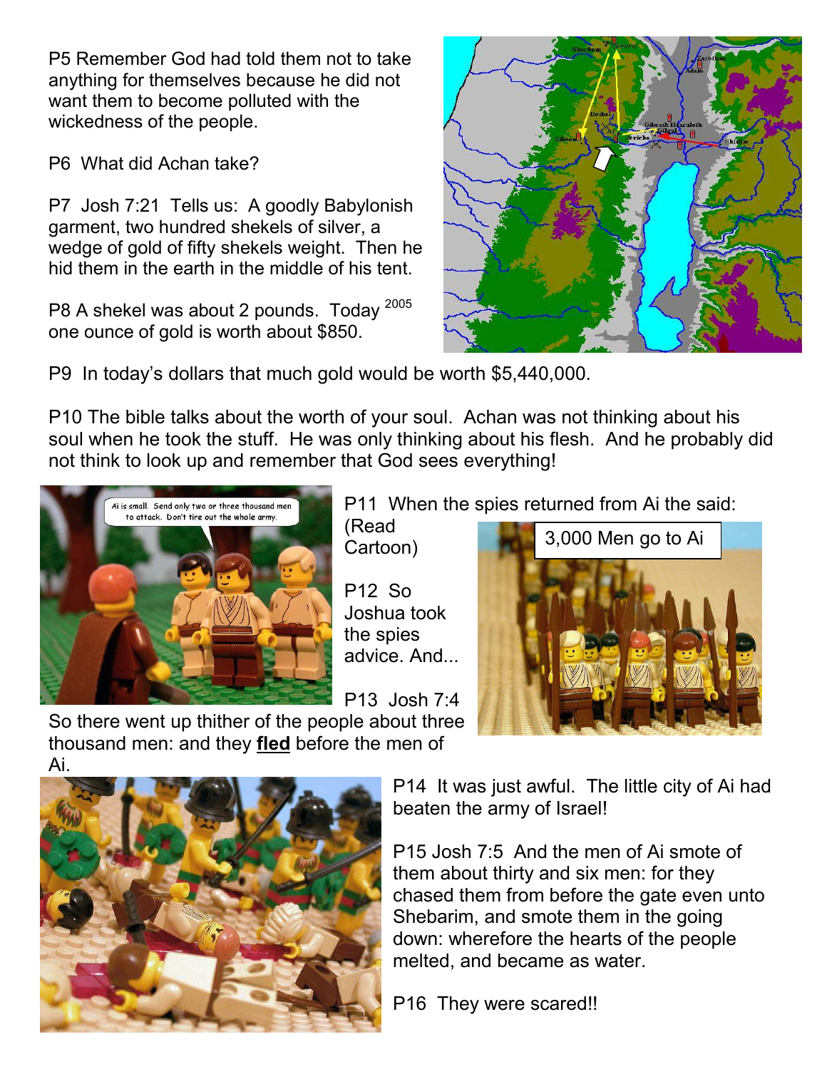P5 Remember God had told them not to take anything for themselves because he did not want them to become polluted with the wickedness of the people.

P6 What did Achan take?

P7 Josh 7:21 Tells us: A goodly Babylonish garment, two hundred shekels of silver, a wedge of gold of fifty shekels weight. Then he hid them in the earth in the middle of his tent.

P8 A shekel was about 2 pounds. Today [2005] one ounce of gold is worth about $850.

P9 In today's dollars that much gold would be worth $5,440,000.

P10 The bible talks about the worth of your soul. Achan was not thinking about his soul when he took the stuff. He was only thinking about his flesh. And he probably did not think to look up and remember that God sees everything!

P11 When the spies returned from Ai the said: (Read Cartoon)

P12 So Joshua took the spies advice. And...

3,000 Men go to Ai

P13 Josh 7:4 So there went up thither of the people about three thousand men: and they **fled** before the men of Ai.

P14 It was just awful. The little city of Ai had beaten the army of Israel!

P15 Josh 7:5 And the men of Ai smote of them about thirty and six men: for they chased them from before the gate even unto Shebarim, and smote them in the going down: wherefore the hearts of the people melted, and became as water.

P16 They were scared!!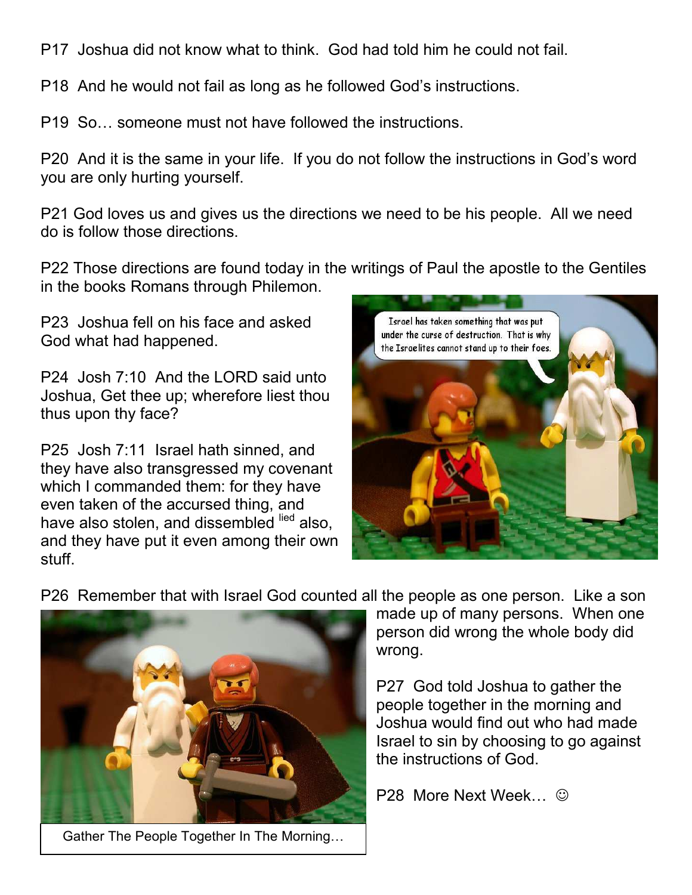P17 Joshua did not know what to think. God had told him he could not fail.

P18 And he would not fail as long as he followed God's instructions.

P19 So… someone must not have followed the instructions.

P20 And it is the same in your life. If you do not follow the instructions in God's word you are only hurting yourself.

P21 God loves us and gives us the directions we need to be his people. All we need do is follow those directions.

P22 Those directions are found today in the writings of Paul the apostle to the Gentiles in the books Romans through Philemon.

P23 Joshua fell on his face and asked God what had happened.

P24 Josh 7:10 And the LORD said unto Joshua, Get thee up; wherefore liest thou thus upon thy face?

P25 Josh 7:11 Israel hath sinned, and they have also transgressed my covenant which I commanded them: for they have even taken of the accursed thing, and have also stolen, and dissembled [lied] also, and they have put it even among their own stuff.

P26 Remember that with Israel God counted all the people as one person. Like a son made up of many persons. When one person did wrong the whole body did wrong.

Gather The People Together In The Morning…

P27 God told Joshua to gather the people together in the morning and Joshua would find out who had made Israel to sin by choosing to go against the instructions of God.

P28 More Next Week… ☺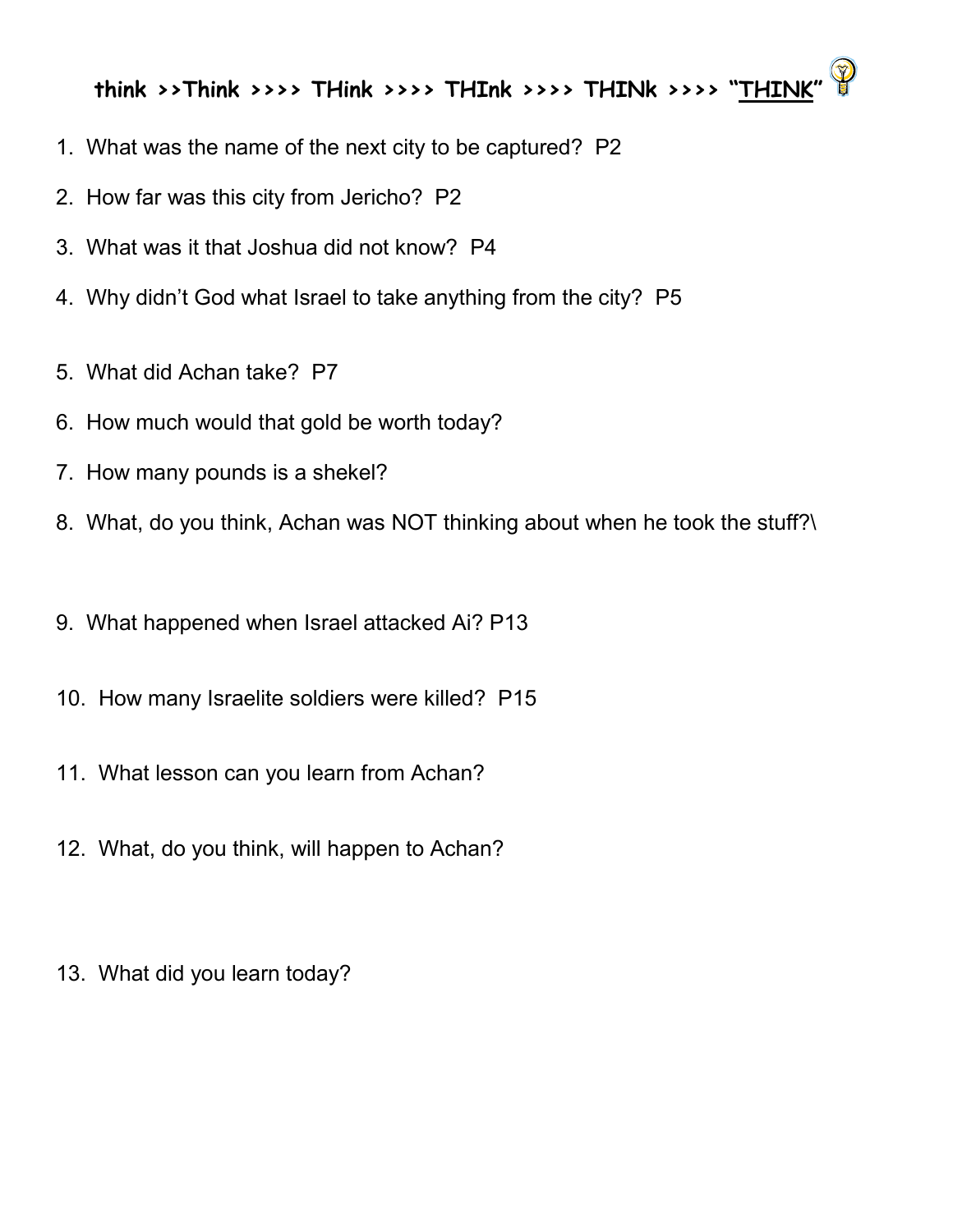# think >>Think >>>> THink >>>> THInk >>>> THINk >>>> "THINK"

1. What was the name of the next city to be captured? P2
2. How far was this city from Jericho? P2
3. What was it that Joshua did not know? P4
4. Why didn't God what Israel to take anything from the city? P5
5. What did Achan take? P7
6. How much would that gold be worth today?
7. How many pounds is a shekel?
8. What, do you think, Achan was NOT thinking about when he took the stuff?\
9. What happened when Israel attacked Ai? P13
10. How many Israelite soldiers were killed? P15
11. What lesson can you learn from Achan?
12. What, do you think, will happen to Achan?
13. What did you learn today?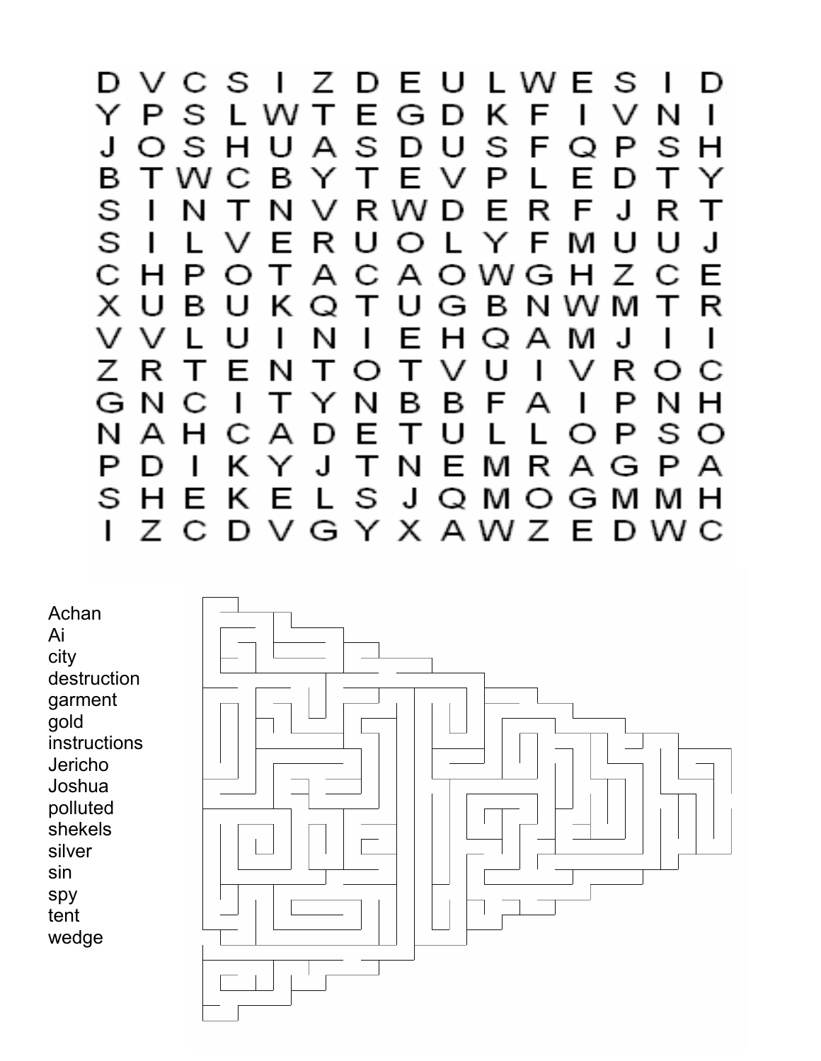```
D V C S I Z D E U L W E S I D
Y P S L W T E G D K F I V N I
J O S H U A S D U S F Q P S H
B T W C B Y T E V P L E D T Y
S I N T N V R W D E R F J R T
S I L V E R U O L Y F M U U J
C H P O T A C A O W G H Z C E
X U B U K Q T U G B N W M T R
V V L U I N I E H Q A M J I I
Z R T E N T O T V U I V R O C
G N C I T Y N B B F A I P N H
N A H C A D E T U L L O P S O
P D I K Y J T N E M R A G P A
S H E K E L S J Q M O G M M H
I Z C D V G Y X A W Z E D W C
```

Achan
Ai
city
destruction
garment
gold
instructions
Jericho
Joshua
polluted
shekels
silver
sin
spy
tent
wedge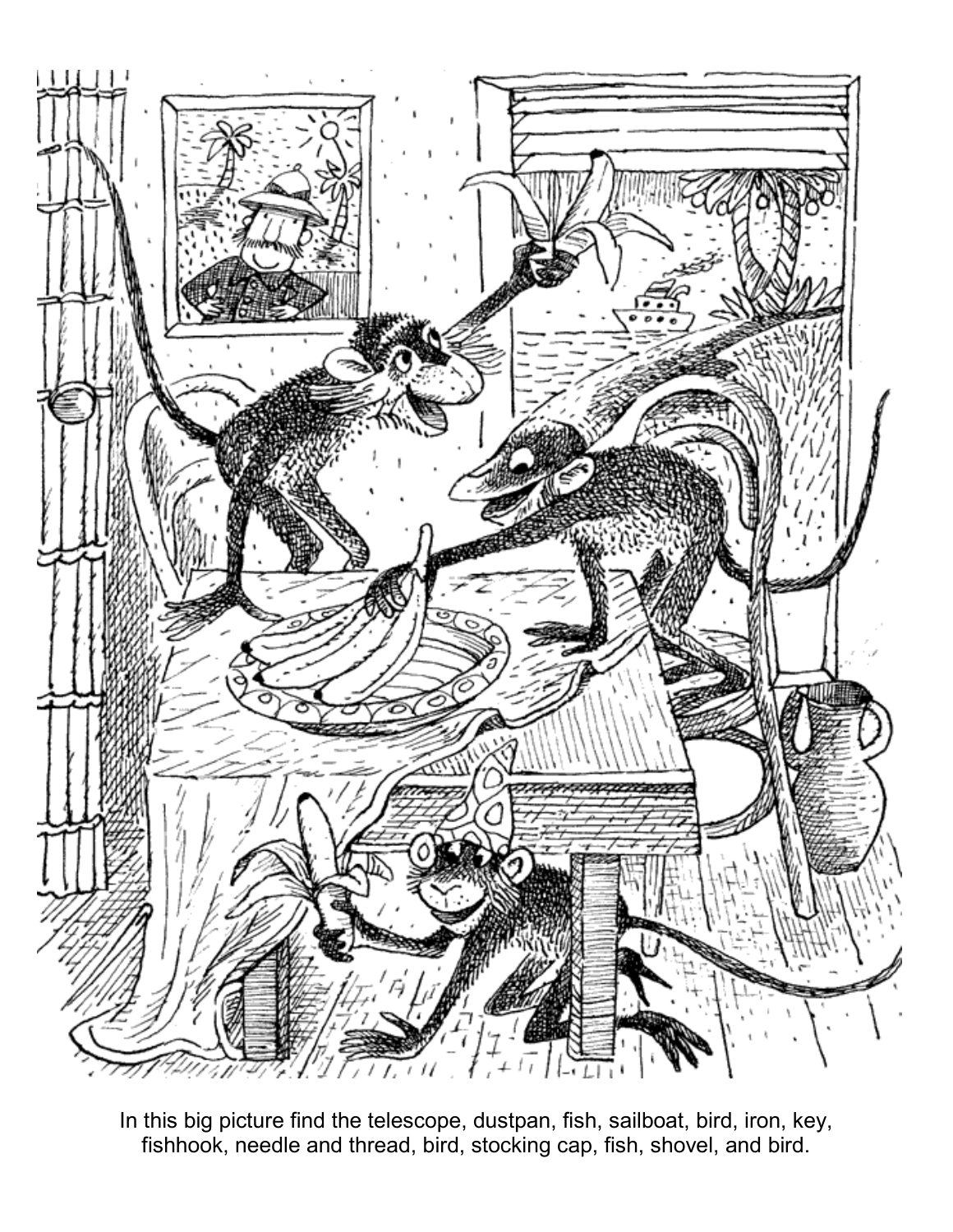In this big picture find the telescope, dustpan, fish, sailboat, bird, iron, key, fishhook, needle and thread, bird, stocking cap, fish, shovel, and bird.